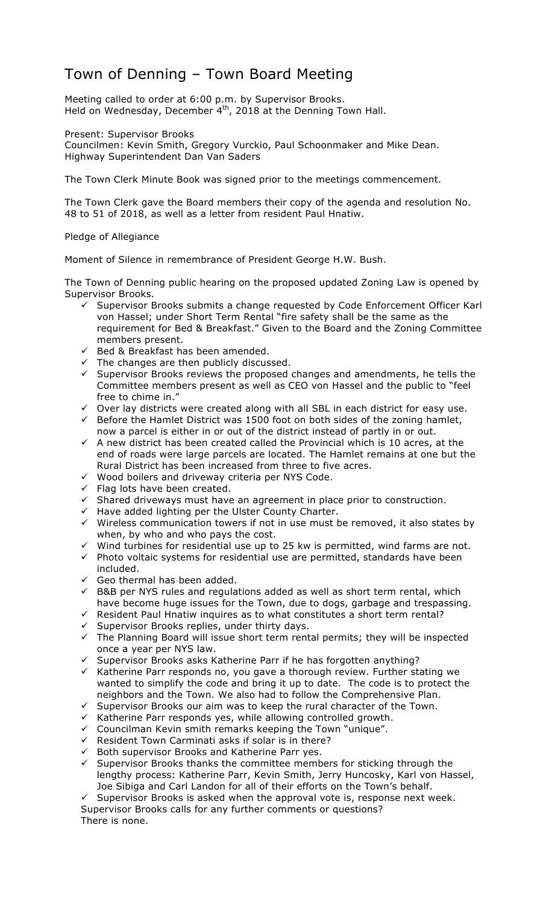# Town of Denning – Town Board Meeting

Meeting called to order at 6:00 p.m. by Supervisor Brooks.
Held on Wednesday, December 4th, 2018 at the Denning Town Hall.

Present: Supervisor Brooks
Councilmen: Kevin Smith, Gregory Vurckio, Paul Schoonmaker and Mike Dean.
Highway Superintendent Dan Van Saders

The Town Clerk Minute Book was signed prior to the meetings commencement.

The Town Clerk gave the Board members their copy of the agenda and resolution No. 48 to 51 of 2018, as well as a letter from resident Paul Hnatiw.

Pledge of Allegiance

Moment of Silence in remembrance of President George H.W. Bush.

The Town of Denning public hearing on the proposed updated Zoning Law is opened by Supervisor Brooks.

- ✓ Supervisor Brooks submits a change requested by Code Enforcement Officer Karl von Hassel; under Short Term Rental "fire safety shall be the same as the requirement for Bed & Breakfast." Given to the Board and the Zoning Committee members present.
- ✓ Bed & Breakfast has been amended.
- ✓ The changes are then publicly discussed.
- ✓ Supervisor Brooks reviews the proposed changes and amendments, he tells the Committee members present as well as CEO von Hassel and the public to "feel free to chime in."
- ✓ Over lay districts were created along with all SBL in each district for easy use.
- ✓ Before the Hamlet District was 1500 foot on both sides of the zoning hamlet, now a parcel is either in or out of the district instead of partly in or out.
- ✓ A new district has been created called the Provincial which is 10 acres, at the end of roads were large parcels are located. The Hamlet remains at one but the Rural District has been increased from three to five acres.
- ✓ Wood boilers and driveway criteria per NYS Code.
- ✓ Flag lots have been created.
- ✓ Shared driveways must have an agreement in place prior to construction.
- ✓ Have added lighting per the Ulster County Charter.
- ✓ Wireless communication towers if not in use must be removed, it also states by when, by who and who pays the cost.
- ✓ Wind turbines for residential use up to 25 kw is permitted, wind farms are not.
- ✓ Photo voltaic systems for residential use are permitted, standards have been included.
- ✓ Geo thermal has been added.
- ✓ B&B per NYS rules and regulations added as well as short term rental, which have become huge issues for the Town, due to dogs, garbage and trespassing.
- ✓ Resident Paul Hnatiw inquires as to what constitutes a short term rental?
- ✓ Supervisor Brooks replies, under thirty days.
- ✓ The Planning Board will issue short term rental permits; they will be inspected once a year per NYS law.
- ✓ Supervisor Brooks asks Katherine Parr if he has forgotten anything?
- ✓ Katherine Parr responds no, you gave a thorough review. Further stating we wanted to simplify the code and bring it up to date. The code is to protect the neighbors and the Town. We also had to follow the Comprehensive Plan.
- ✓ Supervisor Brooks our aim was to keep the rural character of the Town.
- ✓ Katherine Parr responds yes, while allowing controlled growth.
- ✓ Councilman Kevin smith remarks keeping the Town "unique".
- ✓ Resident Town Carminati asks if solar is in there?
- ✓ Both supervisor Brooks and Katherine Parr yes.
- ✓ Supervisor Brooks thanks the committee members for sticking through the lengthy process: Katherine Parr, Kevin Smith, Jerry Huncosky, Karl von Hassel, Joe Sibiga and Carl Landon for all of their efforts on the Town's behalf.
- ✓ Supervisor Brooks is asked when the approval vote is, response next week.

Supervisor Brooks calls for any further comments or questions?
There is none.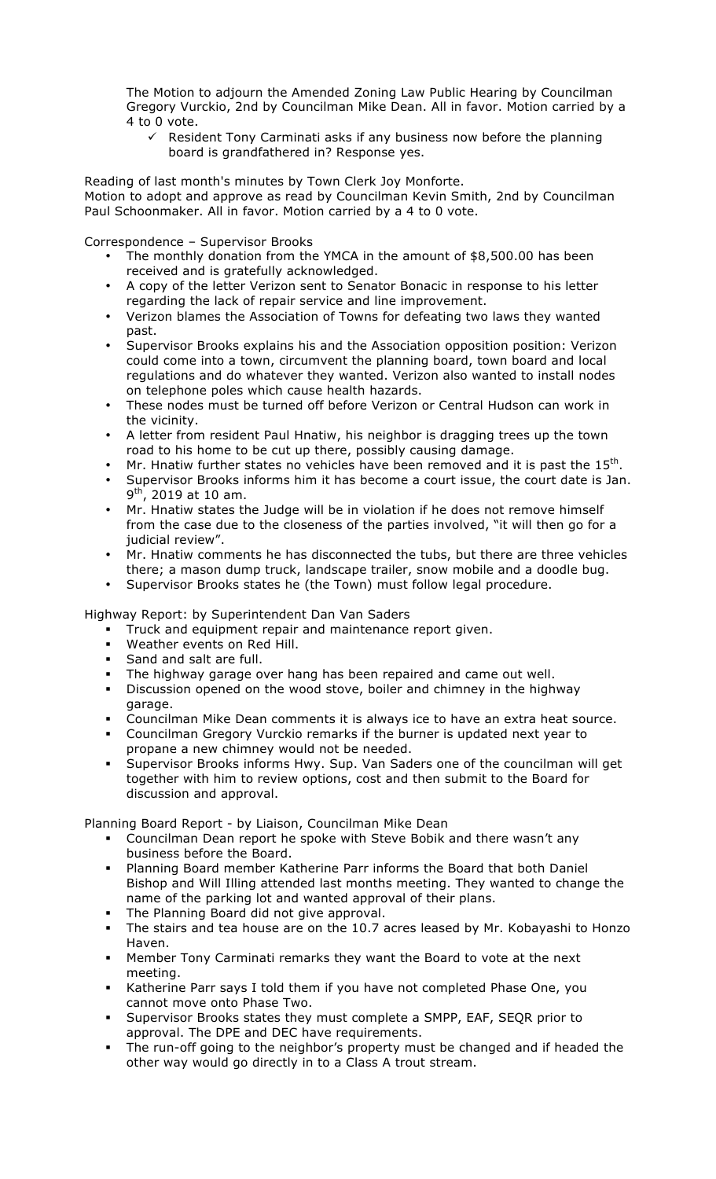The Motion to adjourn the Amended Zoning Law Public Hearing by Councilman Gregory Vurckio, 2nd by Councilman Mike Dean. All in favor. Motion carried by a 4 to 0 vote.

- ✓ Resident Tony Carminati asks if any business now before the planning board is grandfathered in? Response yes.

Reading of last month's minutes by Town Clerk Joy Monforte.
Motion to adopt and approve as read by Councilman Kevin Smith, 2nd by Councilman Paul Schoonmaker. All in favor. Motion carried by a 4 to 0 vote.

Correspondence – Supervisor Brooks

- The monthly donation from the YMCA in the amount of $8,500.00 has been received and is gratefully acknowledged.
- A copy of the letter Verizon sent to Senator Bonacic in response to his letter regarding the lack of repair service and line improvement.
- Verizon blames the Association of Towns for defeating two laws they wanted past.
- Supervisor Brooks explains his and the Association opposition position: Verizon could come into a town, circumvent the planning board, town board and local regulations and do whatever they wanted. Verizon also wanted to install nodes on telephone poles which cause health hazards.
- These nodes must be turned off before Verizon or Central Hudson can work in the vicinity.
- A letter from resident Paul Hnatiw, his neighbor is dragging trees up the town road to his home to be cut up there, possibly causing damage.
- Mr. Hnatiw further states no vehicles have been removed and it is past the 15th.
- Supervisor Brooks informs him it has become a court issue, the court date is Jan. 9th, 2019 at 10 am.
- Mr. Hnatiw states the Judge will be in violation if he does not remove himself from the case due to the closeness of the parties involved, "it will then go for a judicial review".
- Mr. Hnatiw comments he has disconnected the tubs, but there are three vehicles there; a mason dump truck, landscape trailer, snow mobile and a doodle bug.
- Supervisor Brooks states he (the Town) must follow legal procedure.

Highway Report: by Superintendent Dan Van Saders

- Truck and equipment repair and maintenance report given.
- Weather events on Red Hill.
- Sand and salt are full.
- The highway garage over hang has been repaired and came out well.
- Discussion opened on the wood stove, boiler and chimney in the highway garage.
- Councilman Mike Dean comments it is always ice to have an extra heat source.
- Councilman Gregory Vurckio remarks if the burner is updated next year to propane a new chimney would not be needed.
- Supervisor Brooks informs Hwy. Sup. Van Saders one of the councilman will get together with him to review options, cost and then submit to the Board for discussion and approval.

Planning Board Report - by Liaison, Councilman Mike Dean

- Councilman Dean report he spoke with Steve Bobik and there wasn't any business before the Board.
- Planning Board member Katherine Parr informs the Board that both Daniel Bishop and Will Illing attended last months meeting. They wanted to change the name of the parking lot and wanted approval of their plans.
- The Planning Board did not give approval.
- The stairs and tea house are on the 10.7 acres leased by Mr. Kobayashi to Honzo Haven.
- Member Tony Carminati remarks they want the Board to vote at the next meeting.
- Katherine Parr says I told them if you have not completed Phase One, you cannot move onto Phase Two.
- Supervisor Brooks states they must complete a SMPP, EAF, SEQR prior to approval. The DPE and DEC have requirements.
- The run-off going to the neighbor's property must be changed and if headed the other way would go directly in to a Class A trout stream.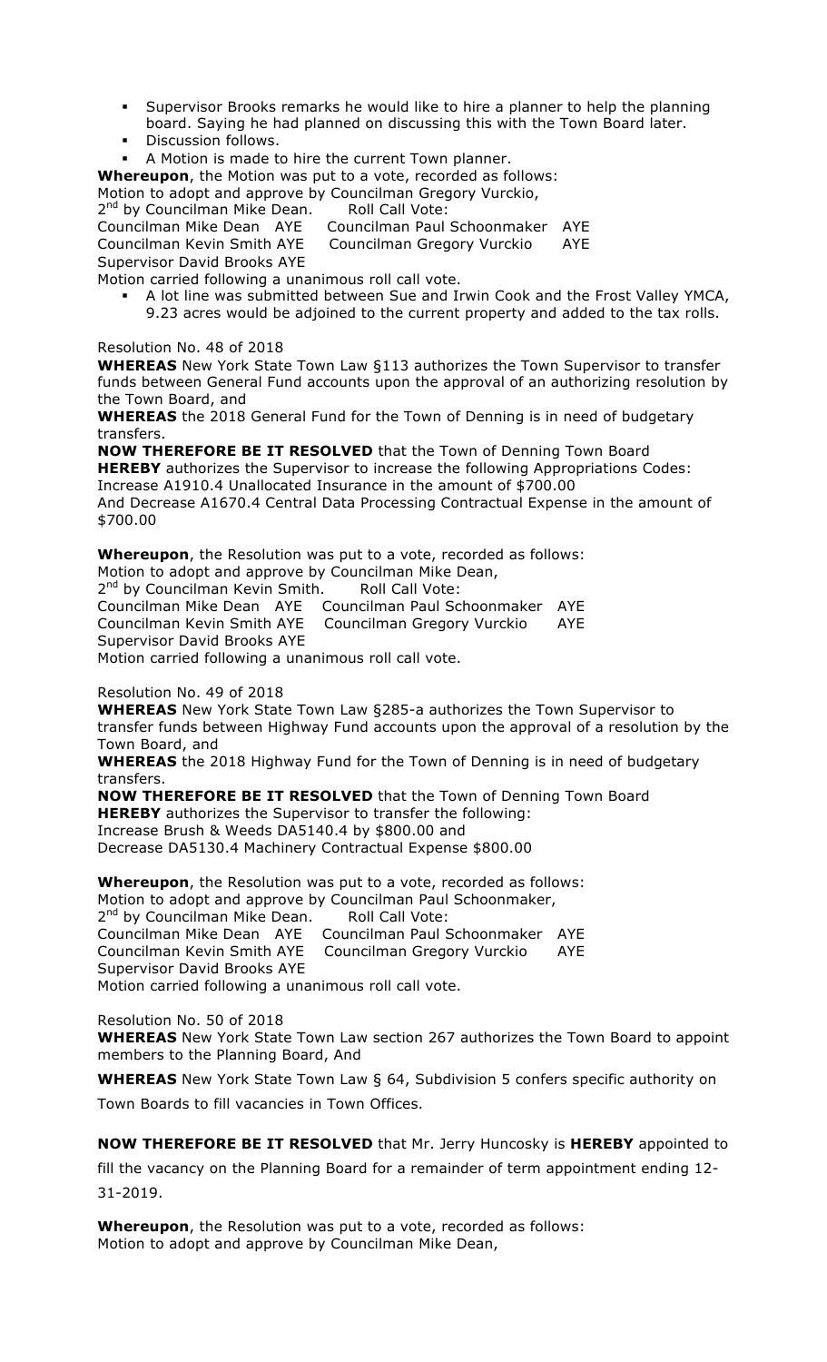- Supervisor Brooks remarks he would like to hire a planner to help the planning board. Saying he had planned on discussing this with the Town Board later.
- Discussion follows.
- A Motion is made to hire the current Town planner.

**Whereupon**, the Motion was put to a vote, recorded as follows:
Motion to adopt and approve by Councilman Gregory Vurckio,
2nd by Councilman Mike Dean. Roll Call Vote:
Councilman Mike Dean AYE Councilman Paul Schoonmaker AYE
Councilman Kevin Smith AYE Councilman Gregory Vurckio AYE
Supervisor David Brooks AYE
Motion carried following a unanimous roll call vote.

- A lot line was submitted between Sue and Irwin Cook and the Frost Valley YMCA, 9.23 acres would be adjoined to the current property and added to the tax rolls.

Resolution No. 48 of 2018

**WHEREAS** New York State Town Law §113 authorizes the Town Supervisor to transfer funds between General Fund accounts upon the approval of an authorizing resolution by the Town Board, and

**WHEREAS** the 2018 General Fund for the Town of Denning is in need of budgetary transfers.

**NOW THEREFORE BE IT RESOLVED** that the Town of Denning Town Board **HEREBY** authorizes the Supervisor to increase the following Appropriations Codes:
Increase A1910.4 Unallocated Insurance in the amount of $700.00
And Decrease A1670.4 Central Data Processing Contractual Expense in the amount of $700.00

**Whereupon**, the Resolution was put to a vote, recorded as follows:
Motion to adopt and approve by Councilman Mike Dean,
2nd by Councilman Kevin Smith. Roll Call Vote:
Councilman Mike Dean AYE Councilman Paul Schoonmaker AYE
Councilman Kevin Smith AYE Councilman Gregory Vurckio AYE
Supervisor David Brooks AYE
Motion carried following a unanimous roll call vote.

Resolution No. 49 of 2018

**WHEREAS** New York State Town Law §285-a authorizes the Town Supervisor to transfer funds between Highway Fund accounts upon the approval of a resolution by the Town Board, and

**WHEREAS** the 2018 Highway Fund for the Town of Denning is in need of budgetary transfers.

**NOW THEREFORE BE IT RESOLVED** that the Town of Denning Town Board **HEREBY** authorizes the Supervisor to transfer the following:
Increase Brush & Weeds DA5140.4 by $800.00 and
Decrease DA5130.4 Machinery Contractual Expense $800.00

**Whereupon**, the Resolution was put to a vote, recorded as follows:
Motion to adopt and approve by Councilman Paul Schoonmaker,
2nd by Councilman Mike Dean. Roll Call Vote:
Councilman Mike Dean AYE Councilman Paul Schoonmaker AYE
Councilman Kevin Smith AYE Councilman Gregory Vurckio AYE
Supervisor David Brooks AYE
Motion carried following a unanimous roll call vote.

Resolution No. 50 of 2018

**WHEREAS** New York State Town Law section 267 authorizes the Town Board to appoint members to the Planning Board, And

**WHEREAS** New York State Town Law § 64, Subdivision 5 confers specific authority on Town Boards to fill vacancies in Town Offices.

**NOW THEREFORE BE IT RESOLVED** that Mr. Jerry Huncosky is **HEREBY** appointed to fill the vacancy on the Planning Board for a remainder of term appointment ending 12-31-2019.

**Whereupon**, the Resolution was put to a vote, recorded as follows:
Motion to adopt and approve by Councilman Mike Dean,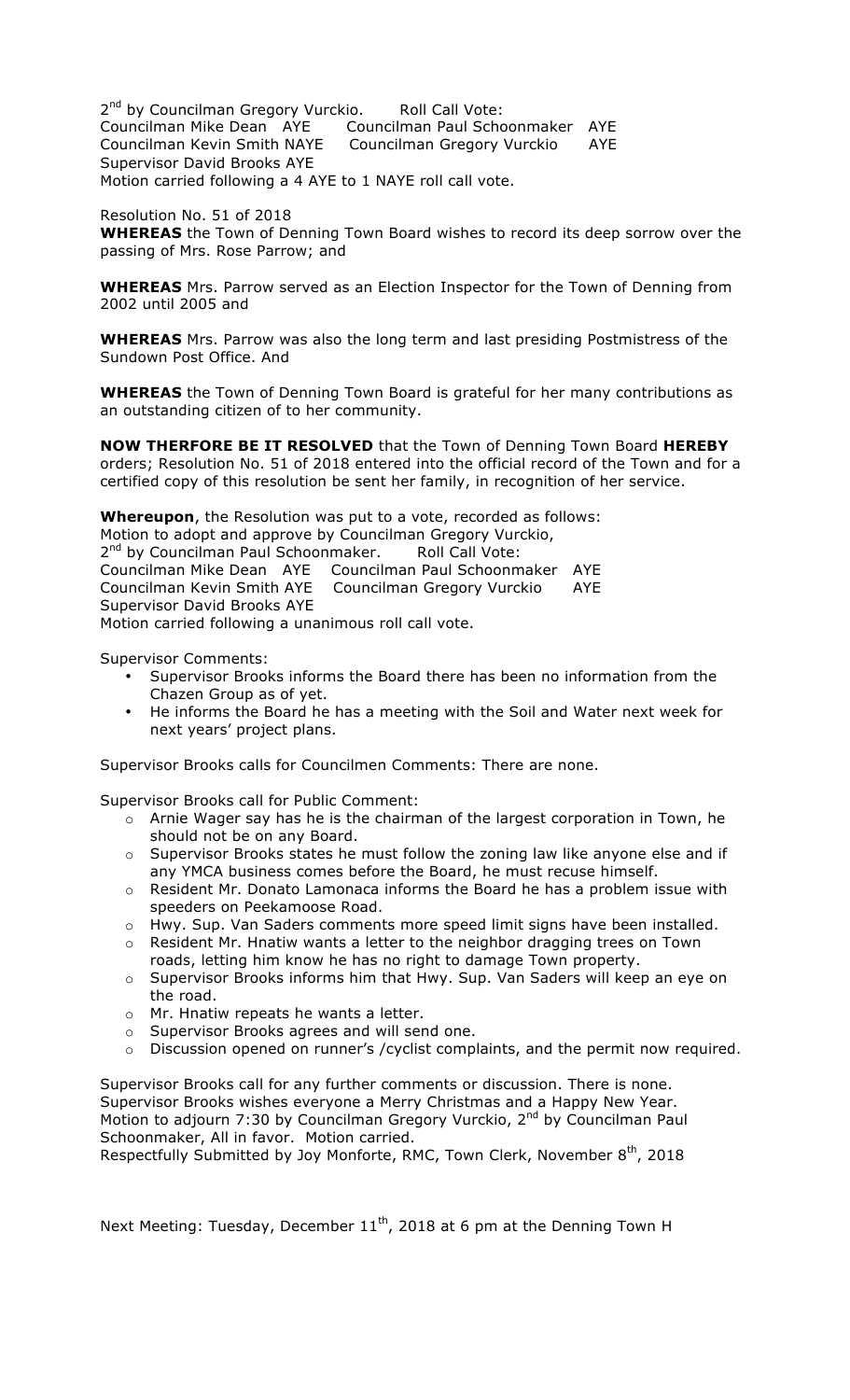2nd by Councilman Gregory Vurckio. Roll Call Vote:
Councilman Mike Dean AYE Councilman Paul Schoonmaker AYE
Councilman Kevin Smith NAYE Councilman Gregory Vurckio AYE
Supervisor David Brooks AYE
Motion carried following a 4 AYE to 1 NAYE roll call vote.

Resolution No. 51 of 2018
**WHEREAS** the Town of Denning Town Board wishes to record its deep sorrow over the passing of Mrs. Rose Parrow; and

**WHEREAS** Mrs. Parrow served as an Election Inspector for the Town of Denning from 2002 until 2005 and

**WHEREAS** Mrs. Parrow was also the long term and last presiding Postmistress of the Sundown Post Office. And

**WHEREAS** the Town of Denning Town Board is grateful for her many contributions as an outstanding citizen of to her community.

**NOW THERFORE BE IT RESOLVED** that the Town of Denning Town Board **HEREBY** orders; Resolution No. 51 of 2018 entered into the official record of the Town and for a certified copy of this resolution be sent her family, in recognition of her service.

**Whereupon**, the Resolution was put to a vote, recorded as follows:
Motion to adopt and approve by Councilman Gregory Vurckio,
2nd by Councilman Paul Schoonmaker. Roll Call Vote:
Councilman Mike Dean AYE Councilman Paul Schoonmaker AYE
Councilman Kevin Smith AYE Councilman Gregory Vurckio AYE
Supervisor David Brooks AYE
Motion carried following a unanimous roll call vote.

Supervisor Comments:

- Supervisor Brooks informs the Board there has been no information from the Chazen Group as of yet.
- He informs the Board he has a meeting with the Soil and Water next week for next years' project plans.

Supervisor Brooks calls for Councilmen Comments: There are none.

Supervisor Brooks call for Public Comment:

- Arnie Wager say has he is the chairman of the largest corporation in Town, he should not be on any Board.
- Supervisor Brooks states he must follow the zoning law like anyone else and if any YMCA business comes before the Board, he must recuse himself.
- Resident Mr. Donato Lamonaca informs the Board he has a problem issue with speeders on Peekamoose Road.
- Hwy. Sup. Van Saders comments more speed limit signs have been installed.
- Resident Mr. Hnatiw wants a letter to the neighbor dragging trees on Town roads, letting him know he has no right to damage Town property.
- Supervisor Brooks informs him that Hwy. Sup. Van Saders will keep an eye on the road.
- Mr. Hnatiw repeats he wants a letter.
- Supervisor Brooks agrees and will send one.
- Discussion opened on runner's /cyclist complaints, and the permit now required.

Supervisor Brooks call for any further comments or discussion. There is none.
Supervisor Brooks wishes everyone a Merry Christmas and a Happy New Year.
Motion to adjourn 7:30 by Councilman Gregory Vurckio, 2nd by Councilman Paul Schoonmaker, All in favor. Motion carried.
Respectfully Submitted by Joy Monforte, RMC, Town Clerk, November 8th, 2018

Next Meeting: Tuesday, December 11th, 2018 at 6 pm at the Denning Town H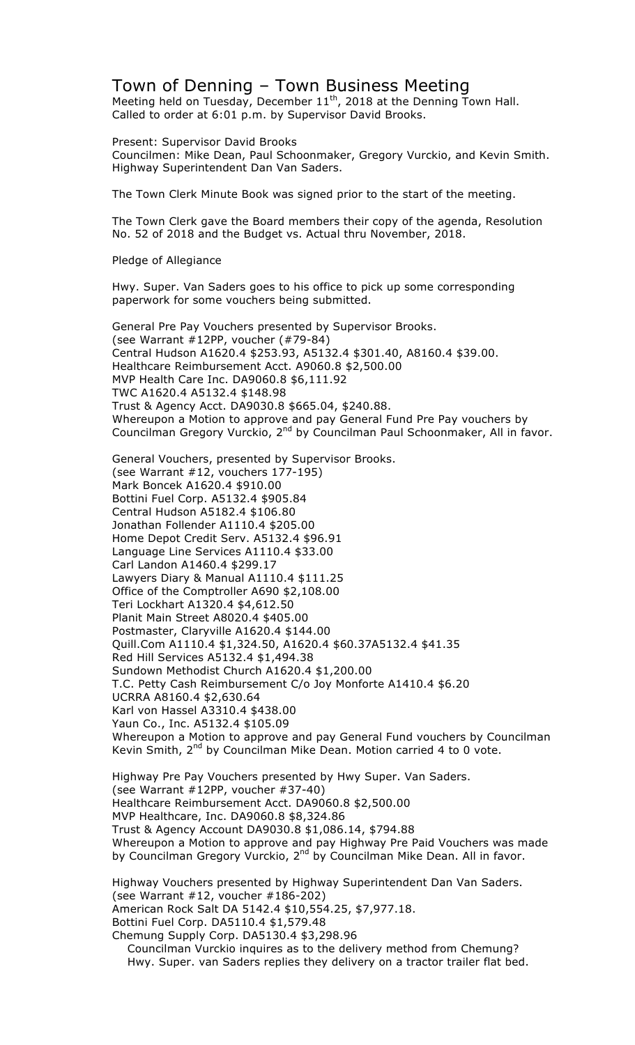# Town of Denning – Town Business Meeting

Meeting held on Tuesday, December 11th, 2018 at the Denning Town Hall.
Called to order at 6:01 p.m. by Supervisor David Brooks.

Present: Supervisor David Brooks
Councilmen: Mike Dean, Paul Schoonmaker, Gregory Vurckio, and Kevin Smith.
Highway Superintendent Dan Van Saders.

The Town Clerk Minute Book was signed prior to the start of the meeting.

The Town Clerk gave the Board members their copy of the agenda, Resolution No. 52 of 2018 and the Budget vs. Actual thru November, 2018.

Pledge of Allegiance

Hwy. Super. Van Saders goes to his office to pick up some corresponding paperwork for some vouchers being submitted.

General Pre Pay Vouchers presented by Supervisor Brooks.
(see Warrant #12PP, voucher (#79-84)
Central Hudson A1620.4 $253.93, A5132.4 $301.40, A8160.4 $39.00.
Healthcare Reimbursement Acct. A9060.8 $2,500.00
MVP Health Care Inc. DA9060.8 $6,111.92
TWC A1620.4 A5132.4 $148.98
Trust & Agency Acct. DA9030.8 $665.04, $240.88.
Whereupon a Motion to approve and pay General Fund Pre Pay vouchers by Councilman Gregory Vurckio, 2nd by Councilman Paul Schoonmaker, All in favor.

General Vouchers, presented by Supervisor Brooks.
(see Warrant #12, vouchers 177-195)
Mark Boncek A1620.4 $910.00
Bottini Fuel Corp. A5132.4 $905.84
Central Hudson A5182.4 $106.80
Jonathan Follender A1110.4 $205.00
Home Depot Credit Serv. A5132.4 $96.91
Language Line Services A1110.4 $33.00
Carl Landon A1460.4 $299.17
Lawyers Diary & Manual A1110.4 $111.25
Office of the Comptroller A690 $2,108.00
Teri Lockhart A1320.4 $4,612.50
Planit Main Street A8020.4 $405.00
Postmaster, Claryville A1620.4 $144.00
Quill.Com A1110.4 $1,324.50, A1620.4 $60.37A5132.4 $41.35
Red Hill Services A5132.4 $1,494.38
Sundown Methodist Church A1620.4 $1,200.00
T.C. Petty Cash Reimbursement C/o Joy Monforte A1410.4 $6.20
UCRRA A8160.4 $2,630.64
Karl von Hassel A3310.4 $438.00
Yaun Co., Inc. A5132.4 $105.09
Whereupon a Motion to approve and pay General Fund vouchers by Councilman Kevin Smith, 2nd by Councilman Mike Dean. Motion carried 4 to 0 vote.

Highway Pre Pay Vouchers presented by Hwy Super. Van Saders.
(see Warrant #12PP, voucher #37-40)
Healthcare Reimbursement Acct. DA9060.8 $2,500.00
MVP Healthcare, Inc. DA9060.8 $8,324.86
Trust & Agency Account DA9030.8 $1,086.14, $794.88
Whereupon a Motion to approve and pay Highway Pre Paid Vouchers was made by Councilman Gregory Vurckio, 2nd by Councilman Mike Dean. All in favor.

Highway Vouchers presented by Highway Superintendent Dan Van Saders.
(see Warrant #12, voucher #186-202)
American Rock Salt DA 5142.4 $10,554.25, $7,977.18.
Bottini Fuel Corp. DA5110.4 $1,579.48
Chemung Supply Corp. DA5130.4 $3,298.96
Councilman Vurckio inquires as to the delivery method from Chemung?
Hwy. Super. van Saders replies they delivery on a tractor trailer flat bed.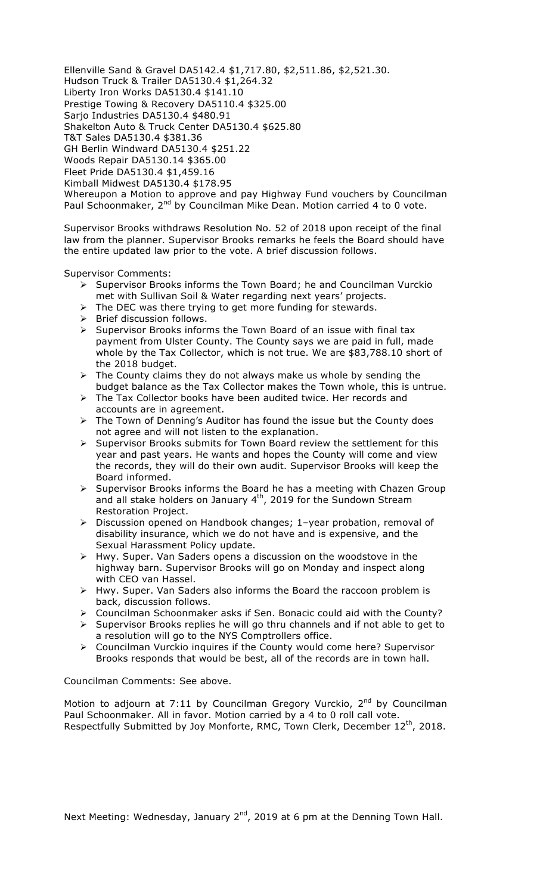Ellenville Sand & Gravel DA5142.4 $1,717.80, $2,511.86, $2,521.30.
Hudson Truck & Trailer DA5130.4 $1,264.32
Liberty Iron Works DA5130.4 $141.10
Prestige Towing & Recovery DA5110.4 $325.00
Sarjo Industries DA5130.4 $480.91
Shakelton Auto & Truck Center DA5130.4 $625.80
T&T Sales DA5130.4 $381.36
GH Berlin Windward DA5130.4 $251.22
Woods Repair DA5130.14 $365.00
Fleet Pride DA5130.4 $1,459.16
Kimball Midwest DA5130.4 $178.95
Whereupon a Motion to approve and pay Highway Fund vouchers by Councilman Paul Schoonmaker, 2nd by Councilman Mike Dean. Motion carried 4 to 0 vote.

Supervisor Brooks withdraws Resolution No. 52 of 2018 upon receipt of the final law from the planner. Supervisor Brooks remarks he feels the Board should have the entire updated law prior to the vote. A brief discussion follows.

Supervisor Comments:

- Supervisor Brooks informs the Town Board; he and Councilman Vurckio met with Sullivan Soil & Water regarding next years' projects.
- The DEC was there trying to get more funding for stewards.
- Brief discussion follows.
- Supervisor Brooks informs the Town Board of an issue with final tax payment from Ulster County. The County says we are paid in full, made whole by the Tax Collector, which is not true. We are $83,788.10 short of the 2018 budget.
- The County claims they do not always make us whole by sending the budget balance as the Tax Collector makes the Town whole, this is untrue.
- The Tax Collector books have been audited twice. Her records and accounts are in agreement.
- The Town of Denning's Auditor has found the issue but the County does not agree and will not listen to the explanation.
- Supervisor Brooks submits for Town Board review the settlement for this year and past years. He wants and hopes the County will come and view the records, they will do their own audit. Supervisor Brooks will keep the Board informed.
- Supervisor Brooks informs the Board he has a meeting with Chazen Group and all stake holders on January 4th, 2019 for the Sundown Stream Restoration Project.
- Discussion opened on Handbook changes; 1–year probation, removal of disability insurance, which we do not have and is expensive, and the Sexual Harassment Policy update.
- Hwy. Super. Van Saders opens a discussion on the woodstove in the highway barn. Supervisor Brooks will go on Monday and inspect along with CEO van Hassel.
- Hwy. Super. Van Saders also informs the Board the raccoon problem is back, discussion follows.
- Councilman Schoonmaker asks if Sen. Bonacic could aid with the County?
- Supervisor Brooks replies he will go thru channels and if not able to get to a resolution will go to the NYS Comptrollers office.
- Councilman Vurckio inquires if the County would come here? Supervisor Brooks responds that would be best, all of the records are in town hall.

Councilman Comments: See above.

Motion to adjourn at 7:11 by Councilman Gregory Vurckio, 2nd by Councilman Paul Schoonmaker. All in favor. Motion carried by a 4 to 0 roll call vote.
Respectfully Submitted by Joy Monforte, RMC, Town Clerk, December 12th, 2018.

Next Meeting: Wednesday, January 2nd, 2019 at 6 pm at the Denning Town Hall.